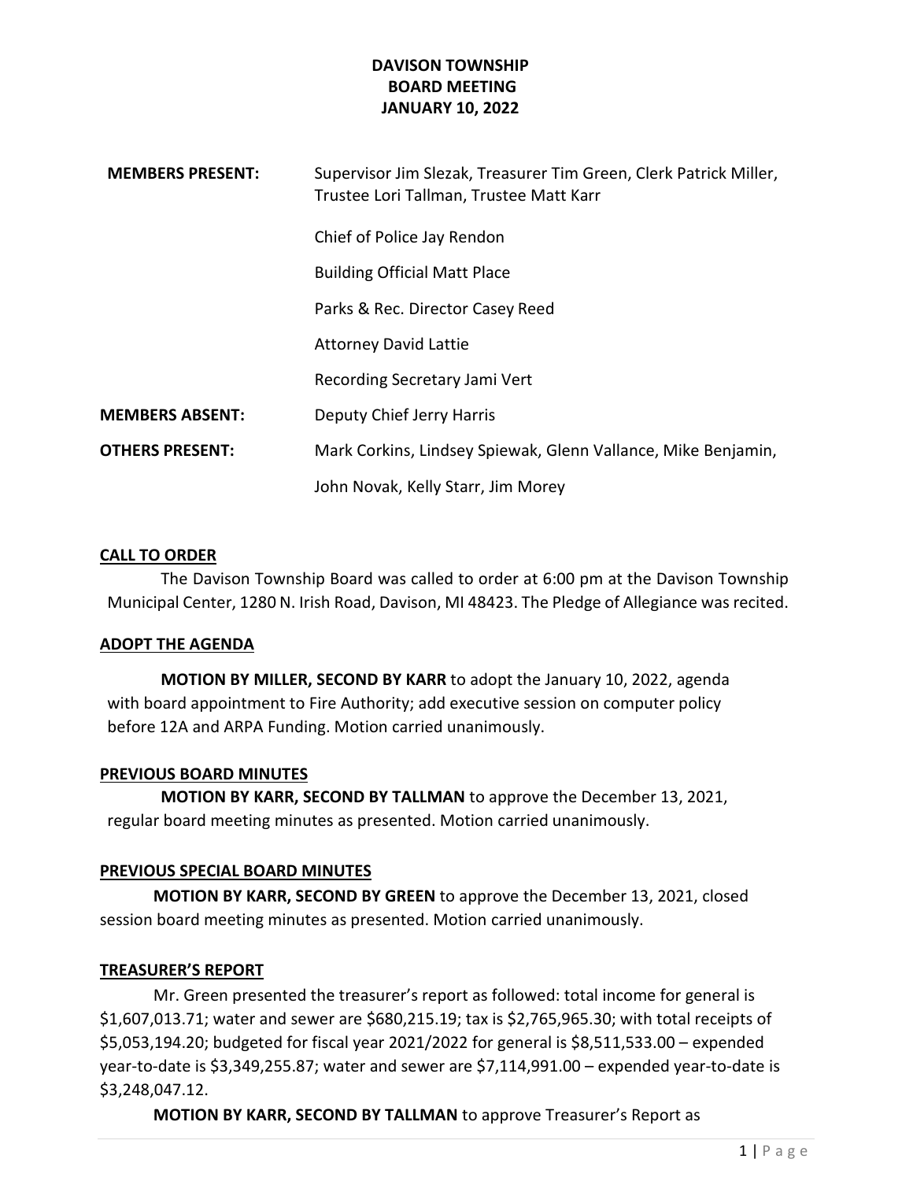# DAVISON TOWNSHIP
## BOARD MEETING
## JANUARY 10, 2022

| | |
|---|---|
| **MEMBERS PRESENT:** | Supervisor Jim Slezak, Treasurer Tim Green, Clerk Patrick Miller, Trustee Lori Tallman, Trustee Matt Karr |
| | Chief of Police Jay Rendon |
| | Building Official Matt Place |
| | Parks & Rec. Director Casey Reed |
| | Attorney David Lattie |
| | Recording Secretary Jami Vert |
| **MEMBERS ABSENT:** | Deputy Chief Jerry Harris |
| **OTHERS PRESENT:** | Mark Corkins, Lindsey Spiewak, Glenn Vallance, Mike Benjamin, John Novak, Kelly Starr, Jim Morey |

### CALL TO ORDER

The Davison Township Board was called to order at 6:00 pm at the Davison Township Municipal Center, 1280 N. Irish Road, Davison, MI 48423. The Pledge of Allegiance was recited.

### ADOPT THE AGENDA

**MOTION BY MILLER, SECOND BY KARR** to adopt the January 10, 2022, agenda with board appointment to Fire Authority; add executive session on computer policy before 12A and ARPA Funding. Motion carried unanimously.

### PREVIOUS BOARD MINUTES

**MOTION BY KARR, SECOND BY TALLMAN** to approve the December 13, 2021, regular board meeting minutes as presented. Motion carried unanimously.

### PREVIOUS SPECIAL BOARD MINUTES

**MOTION BY KARR, SECOND BY GREEN** to approve the December 13, 2021, closed session board meeting minutes as presented. Motion carried unanimously.

### TREASURER'S REPORT

Mr. Green presented the treasurer's report as followed: total income for general is $1,607,013.71; water and sewer are $680,215.19; tax is $2,765,965.30; with total receipts of $5,053,194.20; budgeted for fiscal year 2021/2022 for general is $8,511,533.00 – expended year-to-date is $3,349,255.87; water and sewer are $7,114,991.00 – expended year-to-date is $3,248,047.12.

**MOTION BY KARR, SECOND BY TALLMAN** to approve Treasurer's Report as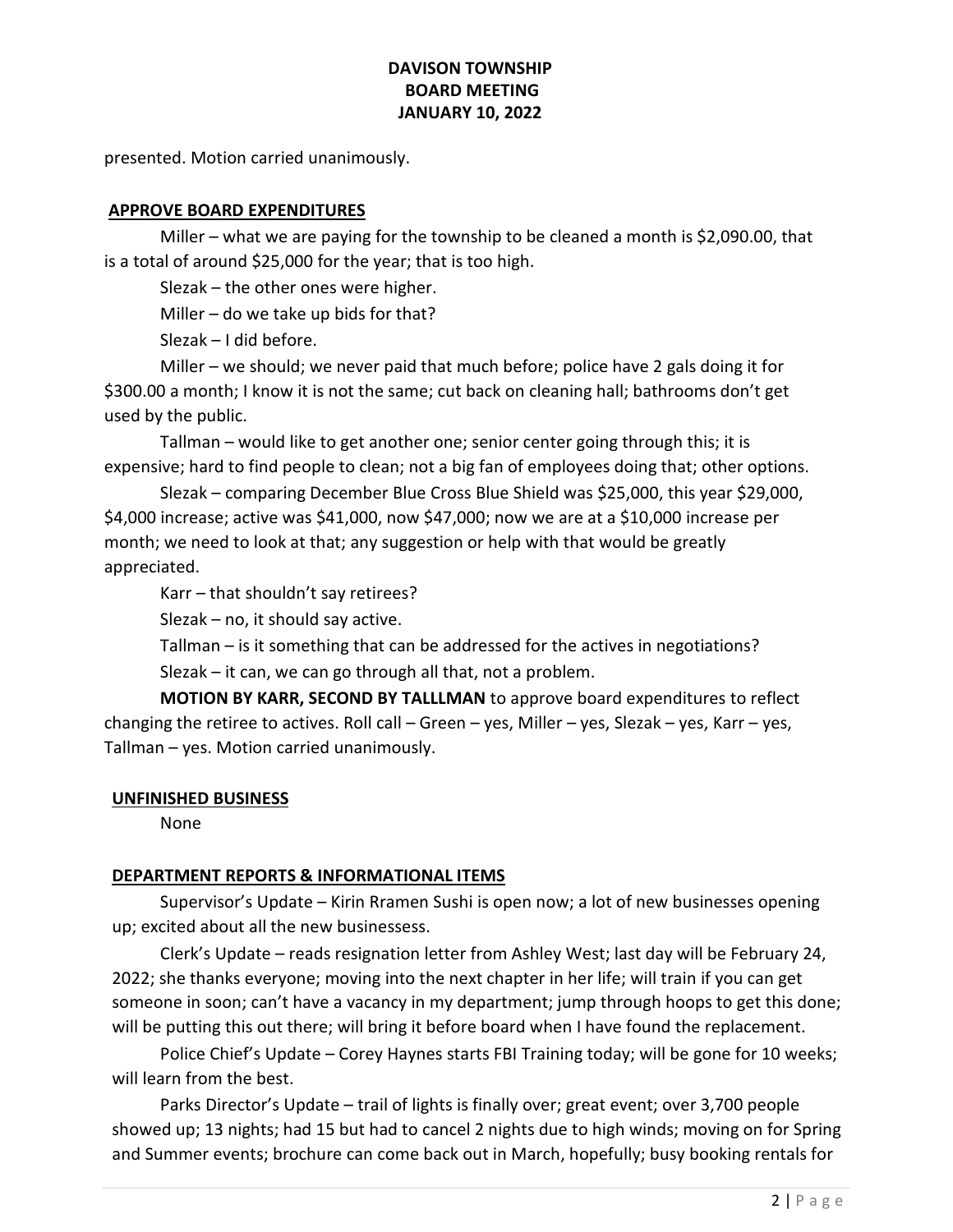presented. Motion carried unanimously.

## APPROVE BOARD EXPENDITURES

Miller – what we are paying for the township to be cleaned a month is $2,090.00, that is a total of around $25,000 for the year; that is too high.

Slezak – the other ones were higher.

Miller – do we take up bids for that?

Slezak – I did before.

Miller – we should; we never paid that much before; police have 2 gals doing it for $300.00 a month; I know it is not the same; cut back on cleaning hall; bathrooms don't get used by the public.

Tallman – would like to get another one; senior center going through this; it is expensive; hard to find people to clean; not a big fan of employees doing that; other options.

Slezak – comparing December Blue Cross Blue Shield was $25,000, this year $29,000, $4,000 increase; active was $41,000, now $47,000; now we are at a $10,000 increase per month; we need to look at that; any suggestion or help with that would be greatly appreciated.

Karr – that shouldn't say retirees?

Slezak – no, it should say active.

Tallman – is it something that can be addressed for the actives in negotiations?

Slezak – it can, we can go through all that, not a problem.

**MOTION BY KARR, SECOND BY TALLLMAN** to approve board expenditures to reflect changing the retiree to actives. Roll call – Green – yes, Miller – yes, Slezak – yes, Karr – yes, Tallman – yes. Motion carried unanimously.

## UNFINISHED BUSINESS

None

## DEPARTMENT REPORTS & INFORMATIONAL ITEMS

Supervisor's Update – Kirin Rramen Sushi is open now; a lot of new businesses opening up; excited about all the new businessess.

Clerk's Update – reads resignation letter from Ashley West; last day will be February 24, 2022; she thanks everyone; moving into the next chapter in her life; will train if you can get someone in soon; can't have a vacancy in my department; jump through hoops to get this done; will be putting this out there; will bring it before board when I have found the replacement.

Police Chief's Update – Corey Haynes starts FBI Training today; will be gone for 10 weeks; will learn from the best.

Parks Director's Update – trail of lights is finally over; great event; over 3,700 people showed up; 13 nights; had 15 but had to cancel 2 nights due to high winds; moving on for Spring and Summer events; brochure can come back out in March, hopefully; busy booking rentals for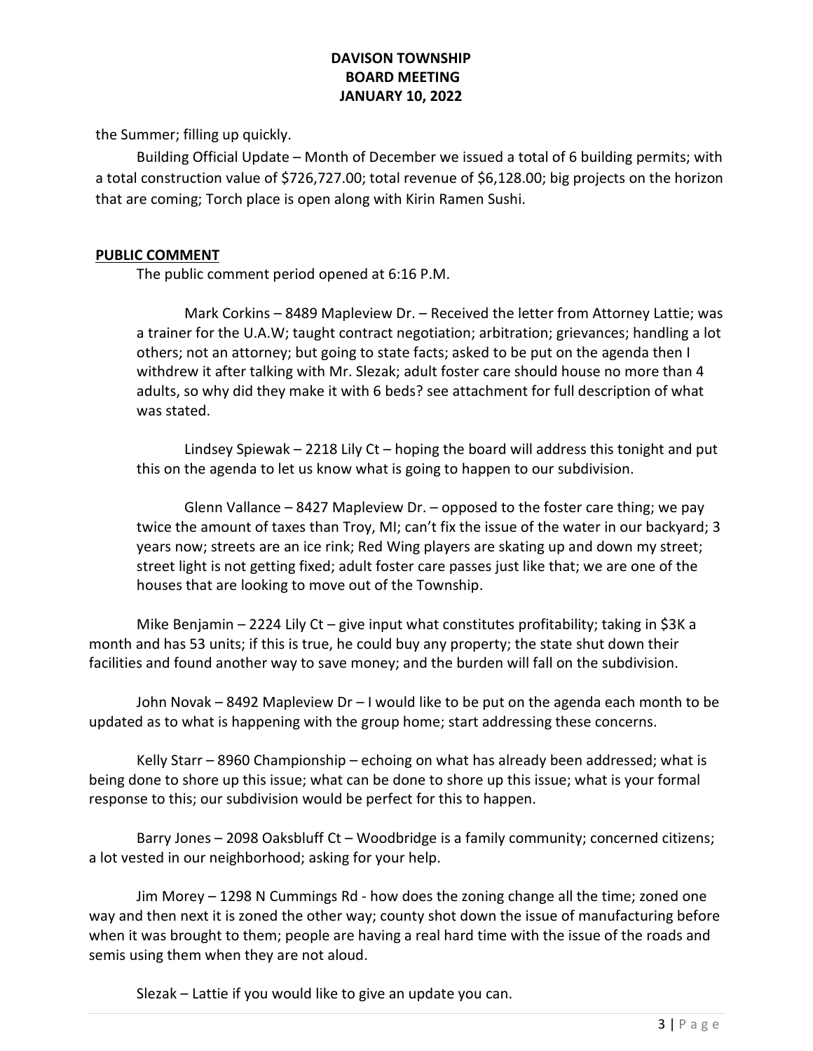the Summer; filling up quickly.

Building Official Update – Month of December we issued a total of 6 building permits; with a total construction value of $726,727.00; total revenue of $6,128.00; big projects on the horizon that are coming; Torch place is open along with Kirin Ramen Sushi.

**PUBLIC COMMENT**

The public comment period opened at 6:16 P.M.

Mark Corkins – 8489 Mapleview Dr. – Received the letter from Attorney Lattie; was a trainer for the U.A.W; taught contract negotiation; arbitration; grievances; handling a lot others; not an attorney; but going to state facts; asked to be put on the agenda then I withdrew it after talking with Mr. Slezak; adult foster care should house no more than 4 adults, so why did they make it with 6 beds? see attachment for full description of what was stated.

Lindsey Spiewak – 2218 Lily Ct – hoping the board will address this tonight and put this on the agenda to let us know what is going to happen to our subdivision.

Glenn Vallance – 8427 Mapleview Dr. – opposed to the foster care thing; we pay twice the amount of taxes than Troy, MI; can't fix the issue of the water in our backyard; 3 years now; streets are an ice rink; Red Wing players are skating up and down my street; street light is not getting fixed; adult foster care passes just like that; we are one of the houses that are looking to move out of the Township.

Mike Benjamin – 2224 Lily Ct – give input what constitutes profitability; taking in $3K a month and has 53 units; if this is true, he could buy any property; the state shut down their facilities and found another way to save money; and the burden will fall on the subdivision.

John Novak – 8492 Mapleview Dr – I would like to be put on the agenda each month to be updated as to what is happening with the group home; start addressing these concerns.

Kelly Starr – 8960 Championship – echoing on what has already been addressed; what is being done to shore up this issue; what can be done to shore up this issue; what is your formal response to this; our subdivision would be perfect for this to happen.

Barry Jones – 2098 Oaksbluff Ct – Woodbridge is a family community; concerned citizens; a lot vested in our neighborhood; asking for your help.

Jim Morey – 1298 N Cummings Rd - how does the zoning change all the time; zoned one way and then next it is zoned the other way; county shot down the issue of manufacturing before when it was brought to them; people are having a real hard time with the issue of the roads and semis using them when they are not aloud.

Slezak – Lattie if you would like to give an update you can.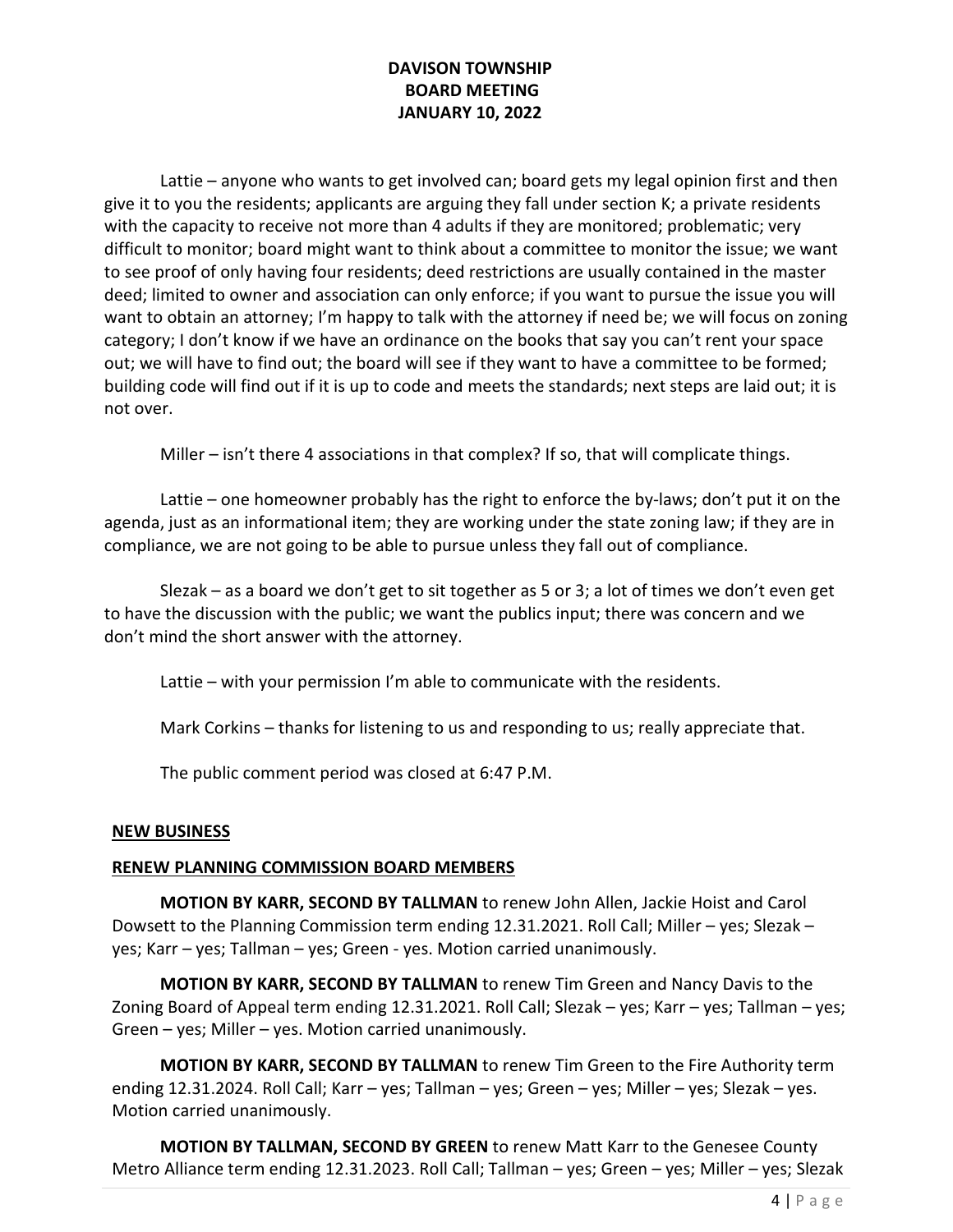Lattie – anyone who wants to get involved can; board gets my legal opinion first and then give it to you the residents; applicants are arguing they fall under section K; a private residents with the capacity to receive not more than 4 adults if they are monitored; problematic; very difficult to monitor; board might want to think about a committee to monitor the issue; we want to see proof of only having four residents; deed restrictions are usually contained in the master deed; limited to owner and association can only enforce; if you want to pursue the issue you will want to obtain an attorney; I'm happy to talk with the attorney if need be; we will focus on zoning category; I don't know if we have an ordinance on the books that say you can't rent your space out; we will have to find out; the board will see if they want to have a committee to be formed; building code will find out if it is up to code and meets the standards; next steps are laid out; it is not over.

Miller – isn't there 4 associations in that complex? If so, that will complicate things.

Lattie – one homeowner probably has the right to enforce the by-laws; don't put it on the agenda, just as an informational item; they are working under the state zoning law; if they are in compliance, we are not going to be able to pursue unless they fall out of compliance.

Slezak – as a board we don't get to sit together as 5 or 3; a lot of times we don't even get to have the discussion with the public; we want the publics input; there was concern and we don't mind the short answer with the attorney.

Lattie – with your permission I'm able to communicate with the residents.

Mark Corkins – thanks for listening to us and responding to us; really appreciate that.

The public comment period was closed at 6:47 P.M.

## NEW BUSINESS

### RENEW PLANNING COMMISSION BOARD MEMBERS

**MOTION BY KARR, SECOND BY TALLMAN** to renew John Allen, Jackie Hoist and Carol Dowsett to the Planning Commission term ending 12.31.2021. Roll Call; Miller – yes; Slezak – yes; Karr – yes; Tallman – yes; Green - yes. Motion carried unanimously.

**MOTION BY KARR, SECOND BY TALLMAN** to renew Tim Green and Nancy Davis to the Zoning Board of Appeal term ending 12.31.2021. Roll Call; Slezak – yes; Karr – yes; Tallman – yes; Green – yes; Miller – yes. Motion carried unanimously.

**MOTION BY KARR, SECOND BY TALLMAN** to renew Tim Green to the Fire Authority term ending 12.31.2024. Roll Call; Karr – yes; Tallman – yes; Green – yes; Miller – yes; Slezak – yes. Motion carried unanimously.

**MOTION BY TALLMAN, SECOND BY GREEN** to renew Matt Karr to the Genesee County Metro Alliance term ending 12.31.2023. Roll Call; Tallman – yes; Green – yes; Miller – yes; Slezak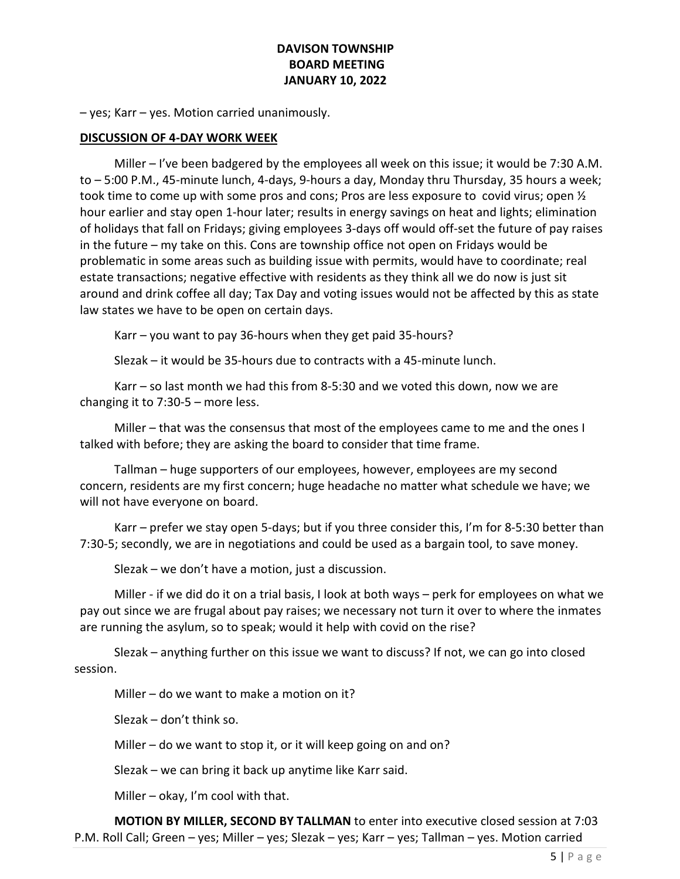– yes; Karr – yes. Motion carried unanimously.

**DISCUSSION OF 4-DAY WORK WEEK**

Miller – I've been badgered by the employees all week on this issue; it would be 7:30 A.M. to – 5:00 P.M., 45-minute lunch, 4-days, 9-hours a day, Monday thru Thursday, 35 hours a week; took time to come up with some pros and cons; Pros are less exposure to covid virus; open ½ hour earlier and stay open 1-hour later; results in energy savings on heat and lights; elimination of holidays that fall on Fridays; giving employees 3-days off would off-set the future of pay raises in the future – my take on this. Cons are township office not open on Fridays would be problematic in some areas such as building issue with permits, would have to coordinate; real estate transactions; negative effective with residents as they think all we do now is just sit around and drink coffee all day; Tax Day and voting issues would not be affected by this as state law states we have to be open on certain days.

Karr – you want to pay 36-hours when they get paid 35-hours?

Slezak – it would be 35-hours due to contracts with a 45-minute lunch.

Karr – so last month we had this from 8-5:30 and we voted this down, now we are changing it to 7:30-5 – more less.

Miller – that was the consensus that most of the employees came to me and the ones I talked with before; they are asking the board to consider that time frame.

Tallman – huge supporters of our employees, however, employees are my second concern, residents are my first concern; huge headache no matter what schedule we have; we will not have everyone on board.

Karr – prefer we stay open 5-days; but if you three consider this, I'm for 8-5:30 better than 7:30-5; secondly, we are in negotiations and could be used as a bargain tool, to save money.

Slezak – we don't have a motion, just a discussion.

Miller - if we did do it on a trial basis, I look at both ways – perk for employees on what we pay out since we are frugal about pay raises; we necessary not turn it over to where the inmates are running the asylum, so to speak; would it help with covid on the rise?

Slezak – anything further on this issue we want to discuss? If not, we can go into closed session.

Miller – do we want to make a motion on it?

Slezak – don't think so.

Miller – do we want to stop it, or it will keep going on and on?

Slezak – we can bring it back up anytime like Karr said.

Miller – okay, I'm cool with that.

**MOTION BY MILLER, SECOND BY TALLMAN** to enter into executive closed session at 7:03 P.M. Roll Call; Green – yes; Miller – yes; Slezak – yes; Karr – yes; Tallman – yes. Motion carried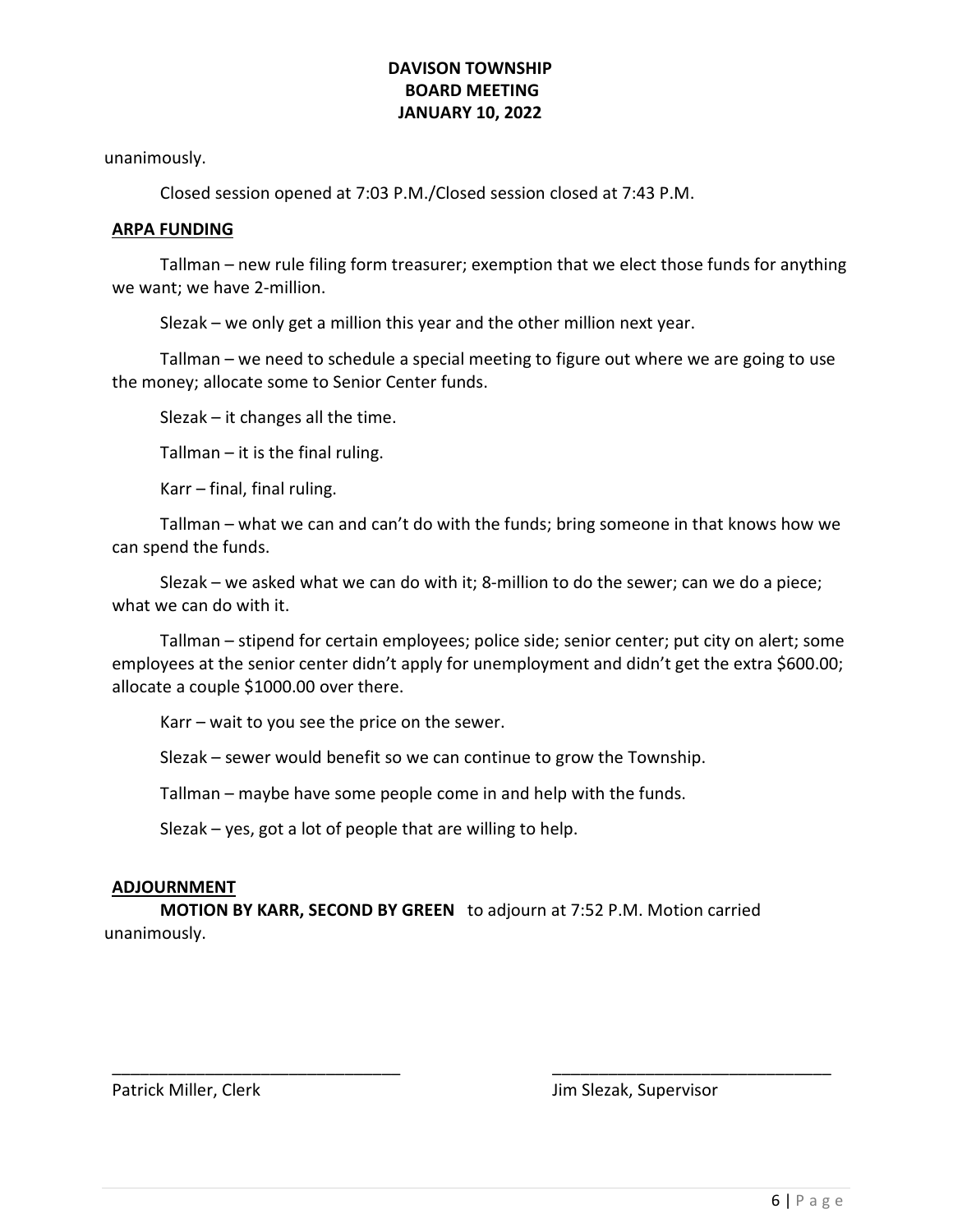unanimously.

Closed session opened at 7:03 P.M./Closed session closed at 7:43 P.M.

**ARPA FUNDING**

Tallman – new rule filing form treasurer; exemption that we elect those funds for anything we want; we have 2-million.

Slezak – we only get a million this year and the other million next year.

Tallman – we need to schedule a special meeting to figure out where we are going to use the money; allocate some to Senior Center funds.

Slezak – it changes all the time.

Tallman – it is the final ruling.

Karr – final, final ruling.

Tallman – what we can and can't do with the funds; bring someone in that knows how we can spend the funds.

Slezak – we asked what we can do with it; 8-million to do the sewer; can we do a piece; what we can do with it.

Tallman – stipend for certain employees; police side; senior center; put city on alert; some employees at the senior center didn't apply for unemployment and didn't get the extra $600.00; allocate a couple $1000.00 over there.

Karr – wait to you see the price on the sewer.

Slezak – sewer would benefit so we can continue to grow the Township.

Tallman – maybe have some people come in and help with the funds.

Slezak – yes, got a lot of people that are willing to help.

**ADJOURNMENT**

**MOTION BY KARR, SECOND BY GREEN** to adjourn at 7:52 P.M. Motion carried unanimously.

_______________________________ _______________________________

Patrick Miller, Clerk Jim Slezak, Supervisor